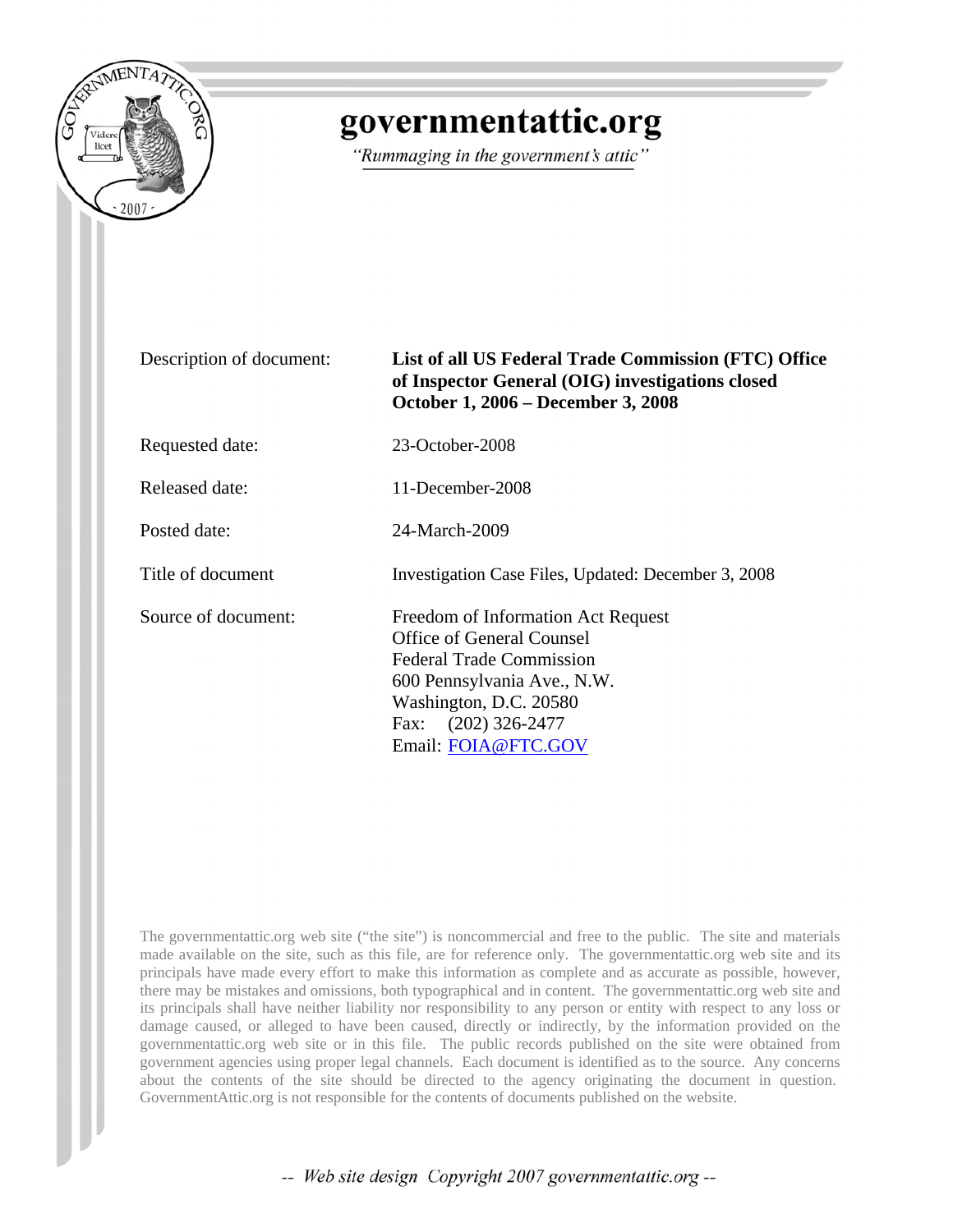# governmentattic.org

*"Rummaging in the government's attic"*

| | |
|---|---|
| Description of document: | **List of all US Federal Trade Commission (FTC) Office of Inspector General (OIG) investigations closed October 1, 2006 – December 3, 2008** |
| Requested date: | 23-October-2008 |
| Released date: | 11-December-2008 |
| Posted date: | 24-March-2009 |
| Title of document | Investigation Case Files, Updated: December 3, 2008 |
| Source of document: | Freedom of Information Act Request<br>Office of General Counsel<br>Federal Trade Commission<br>600 Pennsylvania Ave., N.W.<br>Washington, D.C. 20580<br>Fax: (202) 326-2477<br>Email: FOIA@FTC.GOV |

The governmentattic.org web site ("the site") is noncommercial and free to the public. The site and materials made available on the site, such as this file, are for reference only. The governmentattic.org web site and its principals have made every effort to make this information as complete and as accurate as possible, however, there may be mistakes and omissions, both typographical and in content. The governmentattic.org web site and its principals shall have neither liability nor responsibility to any person or entity with respect to any loss or damage caused, or alleged to have been caused, directly or indirectly, by the information provided on the governmentattic.org web site or in this file. The public records published on the site were obtained from government agencies using proper legal channels. Each document is identified as to the source. Any concerns about the contents of the site should be directed to the agency originating the document in question. GovernmentAttic.org is not responsible for the contents of documents published on the website.

*-- Web site design Copyright 2007 governmentattic.org --*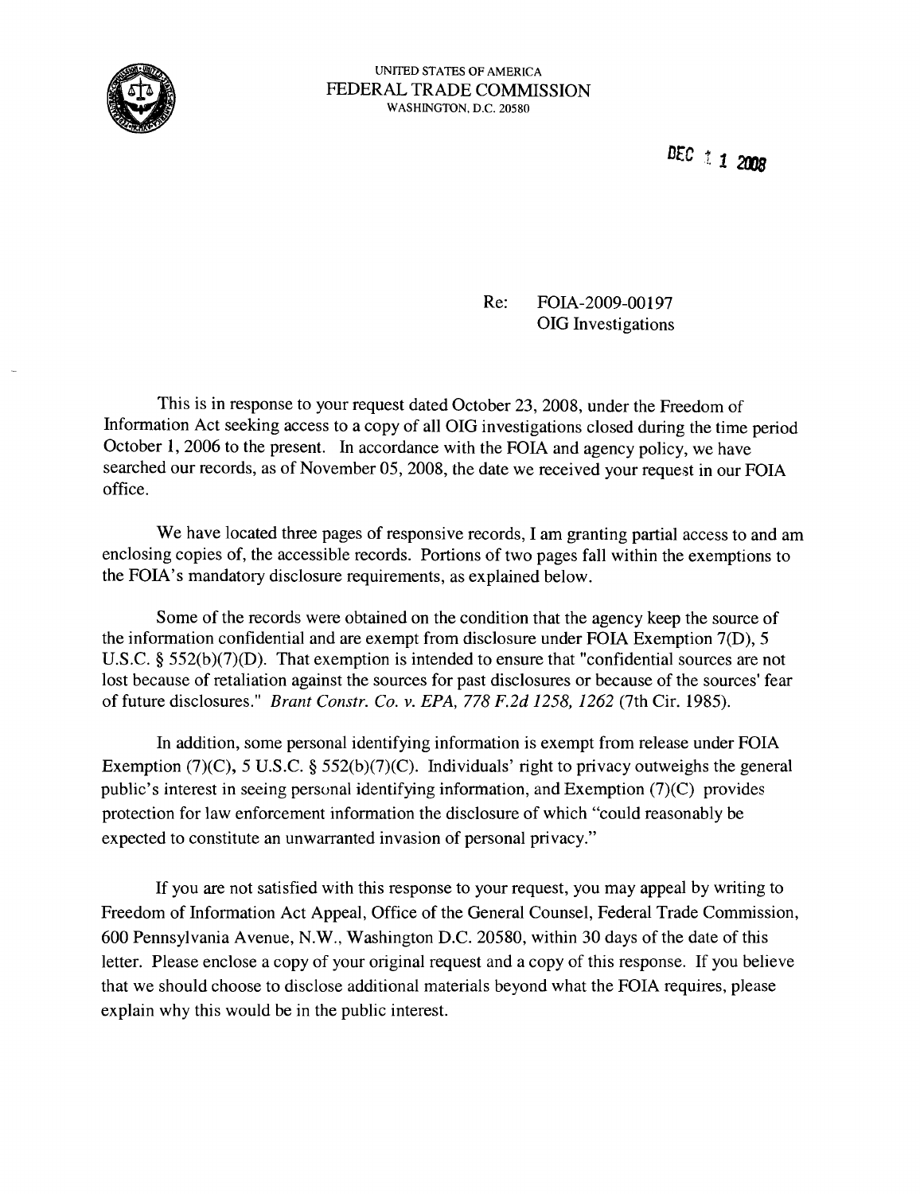UNITED STATES OF AMERICA
FEDERAL TRADE COMMISSION
WASHINGTON, D.C. 20580

DEC 1 1 2008

Re: FOIA-2009-00197
OIG Investigations

This is in response to your request dated October 23, 2008, under the Freedom of Information Act seeking access to a copy of all OIG investigations closed during the time period October 1, 2006 to the present. In accordance with the FOIA and agency policy, we have searched our records, as of November 05, 2008, the date we received your request in our FOIA office.

We have located three pages of responsive records, I am granting partial access to and am enclosing copies of, the accessible records. Portions of two pages fall within the exemptions to the FOIA's mandatory disclosure requirements, as explained below.

Some of the records were obtained on the condition that the agency keep the source of the information confidential and are exempt from disclosure under FOIA Exemption 7(D), 5 U.S.C. § 552(b)(7)(D). That exemption is intended to ensure that "confidential sources are not lost because of retaliation against the sources for past disclosures or because of the sources' fear of future disclosures." *Brant Constr. Co. v. EPA, 778 F.2d 1258, 1262* (7th Cir. 1985).

In addition, some personal identifying information is exempt from release under FOIA Exemption (7)(C), 5 U.S.C. § 552(b)(7)(C). Individuals' right to privacy outweighs the general public's interest in seeing personal identifying information, and Exemption (7)(C) provides protection for law enforcement information the disclosure of which "could reasonably be expected to constitute an unwarranted invasion of personal privacy."

If you are not satisfied with this response to your request, you may appeal by writing to Freedom of Information Act Appeal, Office of the General Counsel, Federal Trade Commission, 600 Pennsylvania Avenue, N.W., Washington D.C. 20580, within 30 days of the date of this letter. Please enclose a copy of your original request and a copy of this response. If you believe that we should choose to disclose additional materials beyond what the FOIA requires, please explain why this would be in the public interest.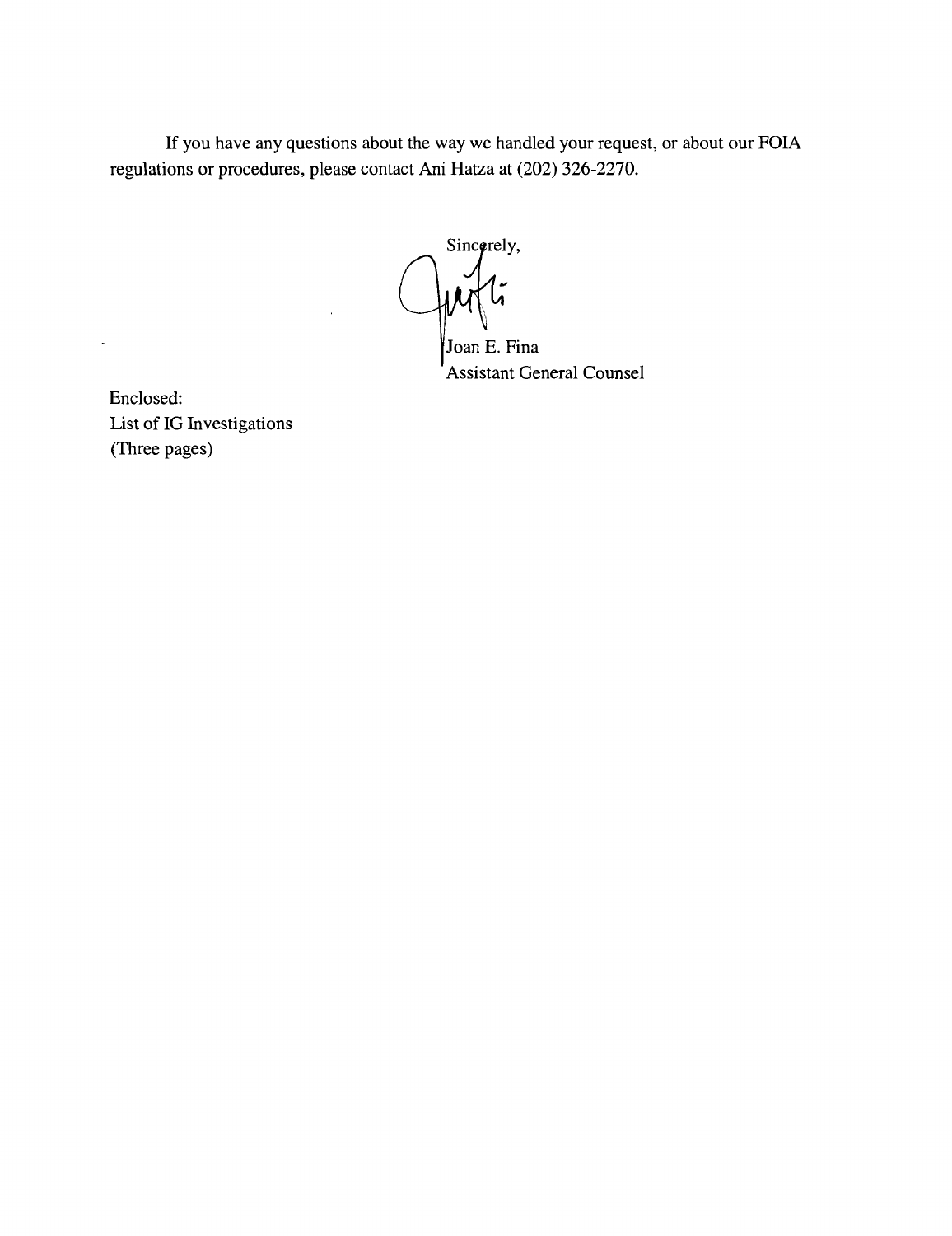If you have any questions about the way we handled your request, or about our FOIA regulations or procedures, please contact Ani Hatza at (202) 326-2270.

Sincerely,

Joan E. Fina
Assistant General Counsel

Enclosed:
List of IG Investigations
(Three pages)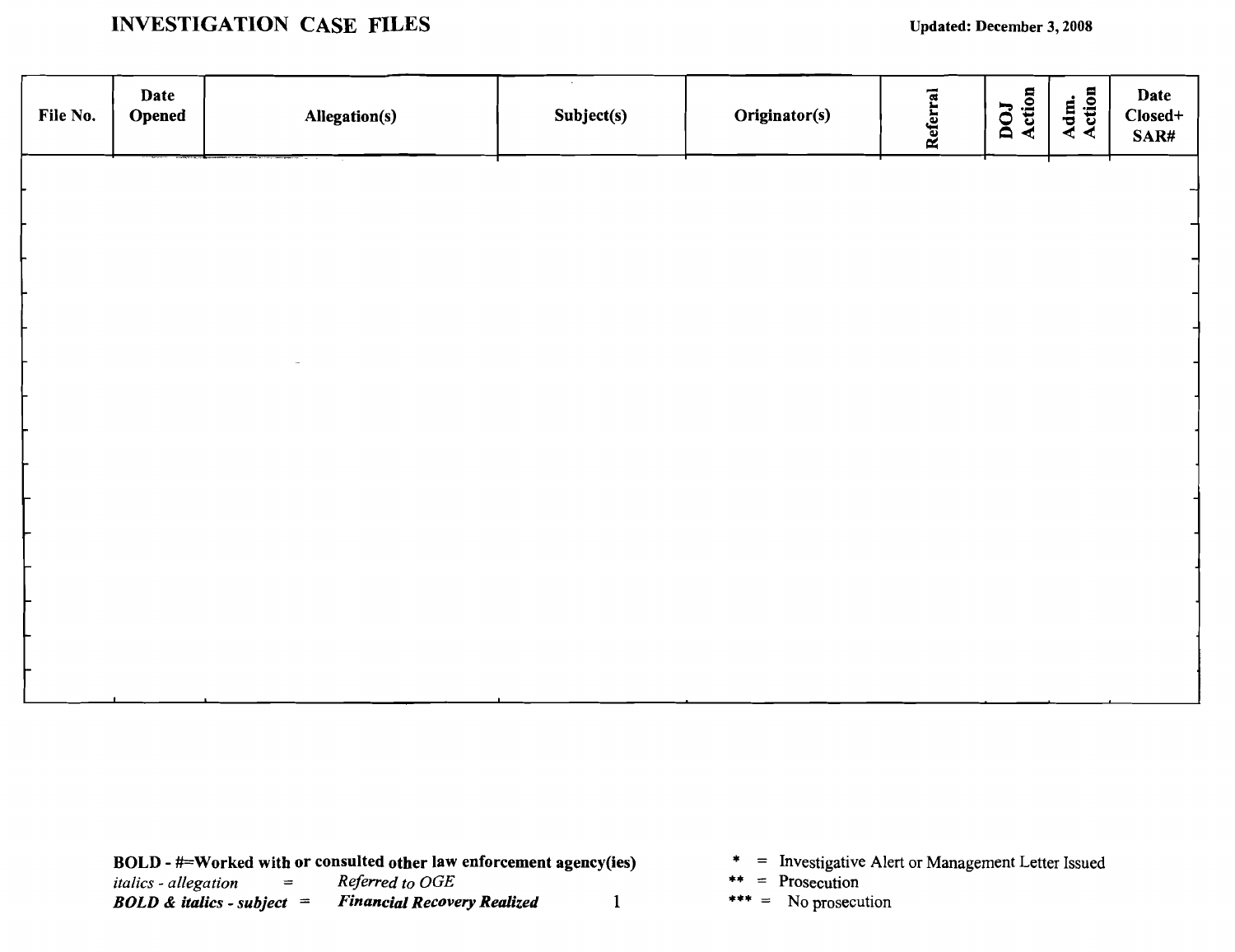# INVESTIGATION CASE FILES

**Updated: December 3, 2008**

| File No. | Date Opened | Allegation(s) | Subject(s) | Originator(s) | Referral | DOJ Action | Adm. Action | Date Closed+ SAR# |
|---|---|---|---|---|---|---|---|---|
| | | | | | | | | |

**BOLD - #=Worked with or consulted other law enforcement agency(ies)**
*italics - allegation* = *Referred to OGE*
***BOLD & italics - subject*** = ***Financial Recovery Realized***

\* = Investigative Alert or Management Letter Issued
\*\* = Prosecution
\*\*\* = No prosecution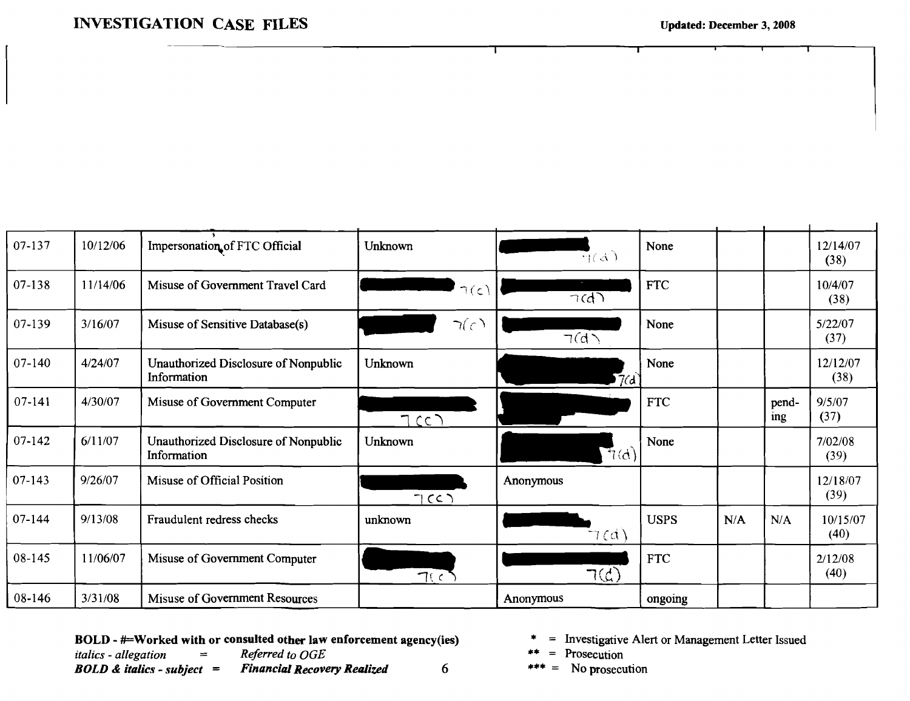# INVESTIGATION CASE FILES

**Updated: December 3, 2008**

| | | | | | | | | |
|---|---|---|---|---|---|---|---|---|
| 07-137 | 10/12/06 | Impersonation of FTC Official | Unknown | 7(d) | None | | | 12/14/07 (38) |
| 07-138 | 11/14/06 | Misuse of Government Travel Card | 7(c) | 7(d) | FTC | | | 10/4/07 (38) |
| 07-139 | 3/16/07 | Misuse of Sensitive Database(s) | 7(c) | 7(d) | None | | | 5/22/07 (37) |
| 07-140 | 4/24/07 | Unauthorized Disclosure of Nonpublic Information | Unknown | 7(d) | None | | | 12/12/07 (38) |
| 07-141 | 4/30/07 | Misuse of Government Computer | 7(c) | | FTC | | pend-ing | 9/5/07 (37) |
| 07-142 | 6/11/07 | Unauthorized Disclosure of Nonpublic Information | Unknown | 7(d) | None | | | 7/02/08 (39) |
| 07-143 | 9/26/07 | Misuse of Official Position | 7(c) | Anonymous | | | | 12/18/07 (39) |
| 07-144 | 9/13/08 | Fraudulent redress checks | unknown | 7(d) | USPS | N/A | N/A | 10/15/07 (40) |
| 08-145 | 11/06/07 | Misuse of Government Computer | 7(c) | 7(d) | FTC | | | 2/12/08 (40) |
| 08-146 | 3/31/08 | Misuse of Government Resources | | Anonymous | ongoing | | | |

**BOLD - #=Worked with or consulted other law enforcement agency(ies)**
*italics - allegation* = *Referred to OGE*
***BOLD & italics - subject*** = ***Financial Recovery Realized***

\* = Investigative Alert or Management Letter Issued
\*\* = Prosecution
\*\*\* = No prosecution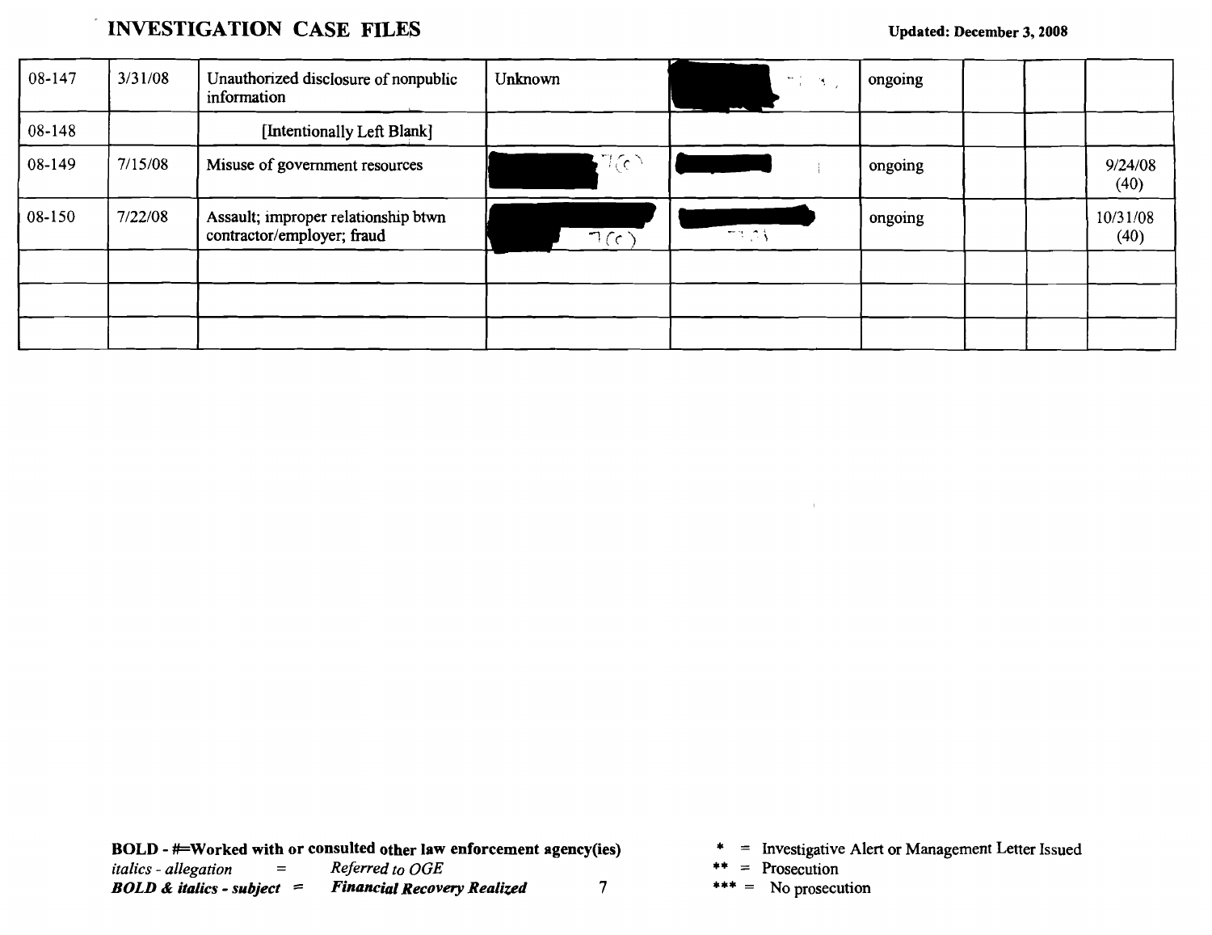# INVESTIGATION CASE FILES

**Updated: December 3, 2008**

| | | | | | | | | |
|---|---|---|---|---|---|---|---|---|
| 08-147 | 3/31/08 | Unauthorized disclosure of nonpublic information | Unknown | 7(c) | ongoing | | | |
| 08-148 | | [Intentionally Left Blank] | | | | | | |
| 08-149 | 7/15/08 | Misuse of government resources | 7(c) | | ongoing | | | 9/24/08 (40) |
| 08-150 | 7/22/08 | Assault; improper relationship btwn contractor/employer; fraud | 7(c) | 7(c) | ongoing | | | 10/31/08 (40) |
| | | | | | | | | |
| | | | | | | | | |
| | | | | | | | | |

**BOLD - #=Worked with or consulted other law enforcement agency(ies)**
*italics - allegation* = *Referred to OGE*
***BOLD & italics - subject*** = ***Financial Recovery Realized***

\* = Investigative Alert or Management Letter Issued
\*\* = Prosecution
\*\*\* = No prosecution